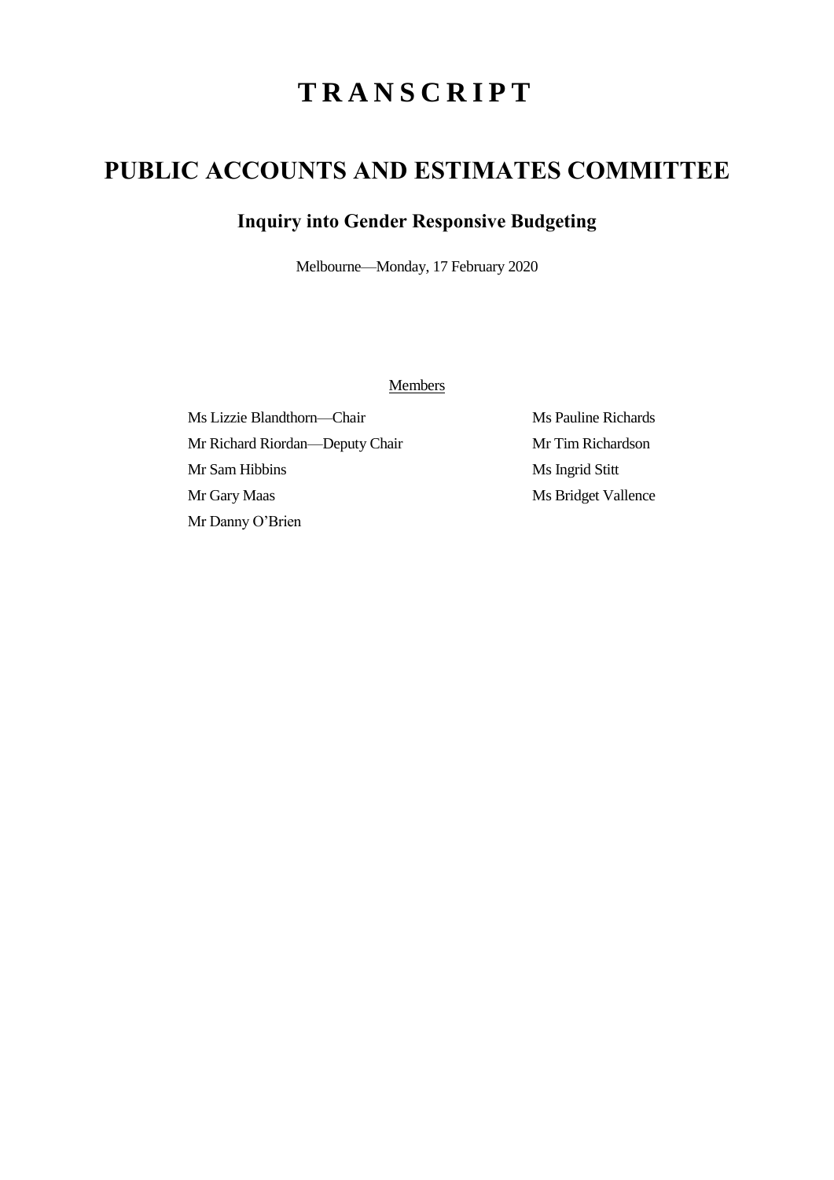# TRANSCRIPT

# PUBLIC ACCOUNTS AND ESTIMATES COMMITTEE

## Inquiry into Gender Responsive Budgeting

Melbourne—Monday, 17 February 2020

Members

Ms Lizzie Blandthorn—Chair

Mr Richard Riordan—Deputy Chair

Mr Sam Hibbins

Mr Gary Maas

Mr Danny O'Brien

Ms Pauline Richards

Mr Tim Richardson

Ms Ingrid Stitt

Ms Bridget Vallence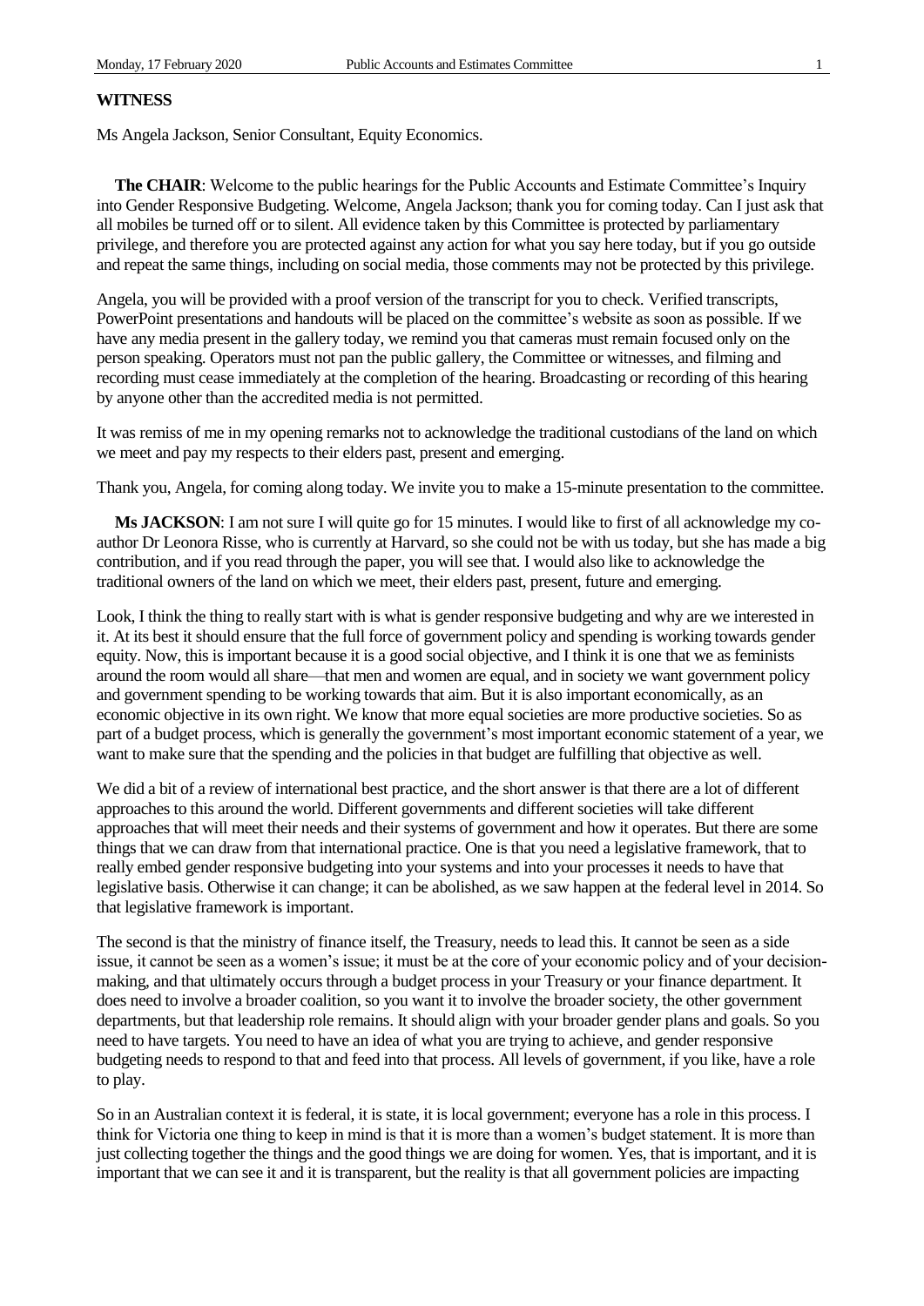**WITNESS**

Ms Angela Jackson, Senior Consultant, Equity Economics.

**The CHAIR**: Welcome to the public hearings for the Public Accounts and Estimate Committee's Inquiry into Gender Responsive Budgeting. Welcome, Angela Jackson; thank you for coming today. Can I just ask that all mobiles be turned off or to silent. All evidence taken by this Committee is protected by parliamentary privilege, and therefore you are protected against any action for what you say here today, but if you go outside and repeat the same things, including on social media, those comments may not be protected by this privilege.

Angela, you will be provided with a proof version of the transcript for you to check. Verified transcripts, PowerPoint presentations and handouts will be placed on the committee's website as soon as possible. If we have any media present in the gallery today, we remind you that cameras must remain focused only on the person speaking. Operators must not pan the public gallery, the Committee or witnesses, and filming and recording must cease immediately at the completion of the hearing. Broadcasting or recording of this hearing by anyone other than the accredited media is not permitted.

It was remiss of me in my opening remarks not to acknowledge the traditional custodians of the land on which we meet and pay my respects to their elders past, present and emerging.

Thank you, Angela, for coming along today. We invite you to make a 15-minute presentation to the committee.

**Ms JACKSON**: I am not sure I will quite go for 15 minutes. I would like to first of all acknowledge my co-author Dr Leonora Risse, who is currently at Harvard, so she could not be with us today, but she has made a big contribution, and if you read through the paper, you will see that. I would also like to acknowledge the traditional owners of the land on which we meet, their elders past, present, future and emerging.

Look, I think the thing to really start with is what is gender responsive budgeting and why are we interested in it. At its best it should ensure that the full force of government policy and spending is working towards gender equity. Now, this is important because it is a good social objective, and I think it is one that we as feminists around the room would all share—that men and women are equal, and in society we want government policy and government spending to be working towards that aim. But it is also important economically, as an economic objective in its own right. We know that more equal societies are more productive societies. So as part of a budget process, which is generally the government's most important economic statement of a year, we want to make sure that the spending and the policies in that budget are fulfilling that objective as well.

We did a bit of a review of international best practice, and the short answer is that there are a lot of different approaches to this around the world. Different governments and different societies will take different approaches that will meet their needs and their systems of government and how it operates. But there are some things that we can draw from that international practice. One is that you need a legislative framework, that to really embed gender responsive budgeting into your systems and into your processes it needs to have that legislative basis. Otherwise it can change; it can be abolished, as we saw happen at the federal level in 2014. So that legislative framework is important.

The second is that the ministry of finance itself, the Treasury, needs to lead this. It cannot be seen as a side issue, it cannot be seen as a women's issue; it must be at the core of your economic policy and of your decision-making, and that ultimately occurs through a budget process in your Treasury or your finance department. It does need to involve a broader coalition, so you want it to involve the broader society, the other government departments, but that leadership role remains. It should align with your broader gender plans and goals. So you need to have targets. You need to have an idea of what you are trying to achieve, and gender responsive budgeting needs to respond to that and feed into that process. All levels of government, if you like, have a role to play.

So in an Australian context it is federal, it is state, it is local government; everyone has a role in this process. I think for Victoria one thing to keep in mind is that it is more than a women's budget statement. It is more than just collecting together the things and the good things we are doing for women. Yes, that is important, and it is important that we can see it and it is transparent, but the reality is that all government policies are impacting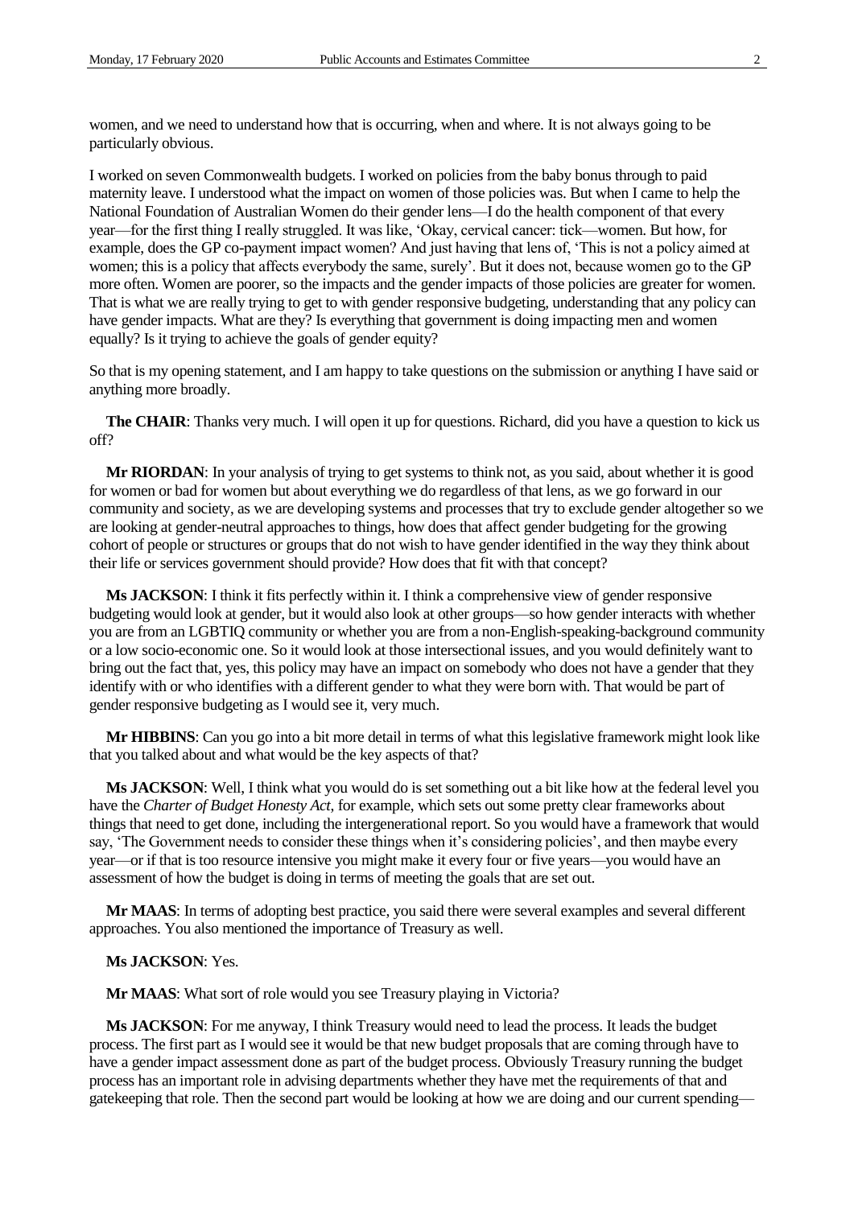women, and we need to understand how that is occurring, when and where. It is not always going to be particularly obvious.

I worked on seven Commonwealth budgets. I worked on policies from the baby bonus through to paid maternity leave. I understood what the impact on women of those policies was. But when I came to help the National Foundation of Australian Women do their gender lens—I do the health component of that every year—for the first thing I really struggled. It was like, 'Okay, cervical cancer: tick—women. But how, for example, does the GP co-payment impact women? And just having that lens of, 'This is not a policy aimed at women; this is a policy that affects everybody the same, surely'. But it does not, because women go to the GP more often. Women are poorer, so the impacts and the gender impacts of those policies are greater for women. That is what we are really trying to get to with gender responsive budgeting, understanding that any policy can have gender impacts. What are they? Is everything that government is doing impacting men and women equally? Is it trying to achieve the goals of gender equity?

So that is my opening statement, and I am happy to take questions on the submission or anything I have said or anything more broadly.

**The CHAIR**: Thanks very much. I will open it up for questions. Richard, did you have a question to kick us off?

**Mr RIORDAN**: In your analysis of trying to get systems to think not, as you said, about whether it is good for women or bad for women but about everything we do regardless of that lens, as we go forward in our community and society, as we are developing systems and processes that try to exclude gender altogether so we are looking at gender-neutral approaches to things, how does that affect gender budgeting for the growing cohort of people or structures or groups that do not wish to have gender identified in the way they think about their life or services government should provide? How does that fit with that concept?

**Ms JACKSON**: I think it fits perfectly within it. I think a comprehensive view of gender responsive budgeting would look at gender, but it would also look at other groups—so how gender interacts with whether you are from an LGBTIQ community or whether you are from a non-English-speaking-background community or a low socio-economic one. So it would look at those intersectional issues, and you would definitely want to bring out the fact that, yes, this policy may have an impact on somebody who does not have a gender that they identify with or who identifies with a different gender to what they were born with. That would be part of gender responsive budgeting as I would see it, very much.

**Mr HIBBINS**: Can you go into a bit more detail in terms of what this legislative framework might look like that you talked about and what would be the key aspects of that?

**Ms JACKSON**: Well, I think what you would do is set something out a bit like how at the federal level you have the *Charter of Budget Honesty Act*, for example, which sets out some pretty clear frameworks about things that need to get done, including the intergenerational report. So you would have a framework that would say, 'The Government needs to consider these things when it's considering policies', and then maybe every year—or if that is too resource intensive you might make it every four or five years—you would have an assessment of how the budget is doing in terms of meeting the goals that are set out.

**Mr MAAS**: In terms of adopting best practice, you said there were several examples and several different approaches. You also mentioned the importance of Treasury as well.

**Ms JACKSON**: Yes.

**Mr MAAS**: What sort of role would you see Treasury playing in Victoria?

**Ms JACKSON**: For me anyway, I think Treasury would need to lead the process. It leads the budget process. The first part as I would see it would be that new budget proposals that are coming through have to have a gender impact assessment done as part of the budget process. Obviously Treasury running the budget process has an important role in advising departments whether they have met the requirements of that and gatekeeping that role. Then the second part would be looking at how we are doing and our current spending—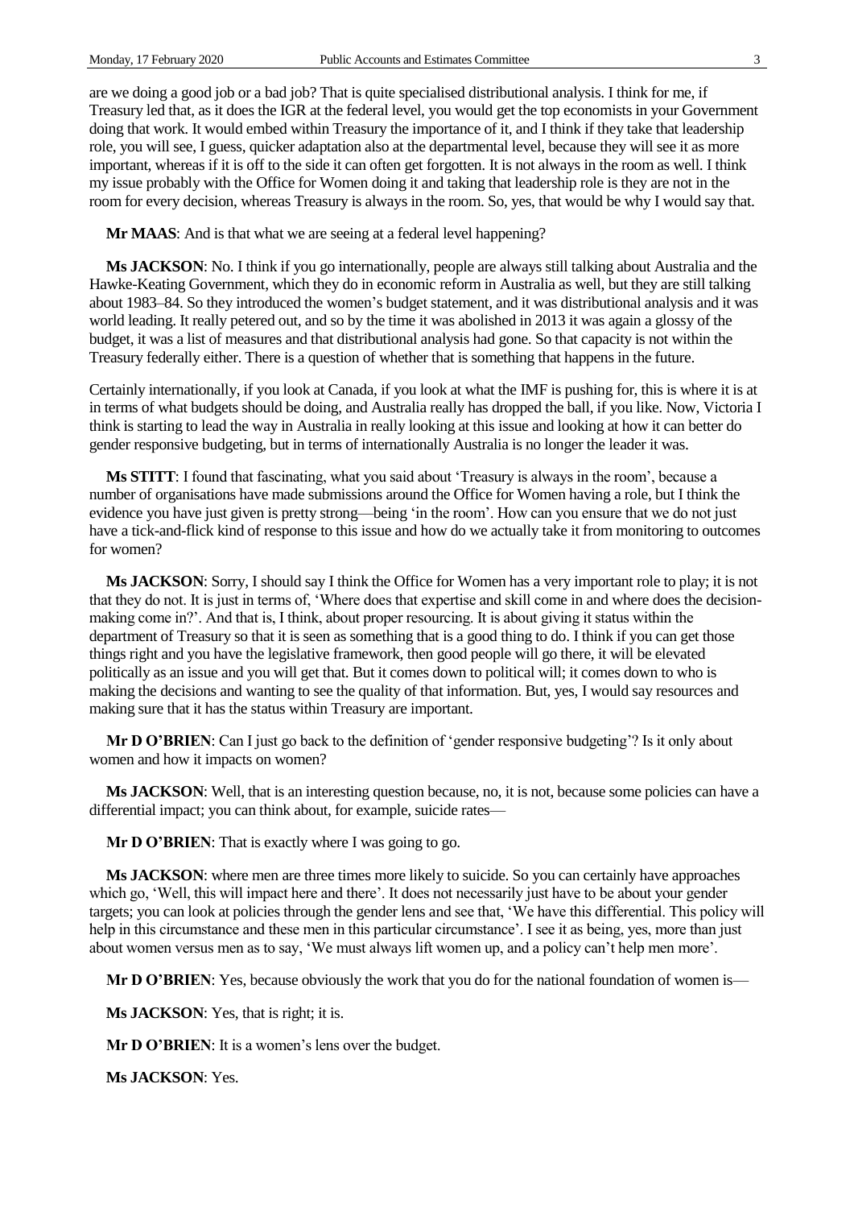are we doing a good job or a bad job? That is quite specialised distributional analysis. I think for me, if Treasury led that, as it does the IGR at the federal level, you would get the top economists in your Government doing that work. It would embed within Treasury the importance of it, and I think if they take that leadership role, you will see, I guess, quicker adaptation also at the departmental level, because they will see it as more important, whereas if it is off to the side it can often get forgotten. It is not always in the room as well. I think my issue probably with the Office for Women doing it and taking that leadership role is they are not in the room for every decision, whereas Treasury is always in the room. So, yes, that would be why I would say that.

**Mr MAAS**: And is that what we are seeing at a federal level happening?

**Ms JACKSON**: No. I think if you go internationally, people are always still talking about Australia and the Hawke-Keating Government, which they do in economic reform in Australia as well, but they are still talking about 1983–84. So they introduced the women's budget statement, and it was distributional analysis and it was world leading. It really petered out, and so by the time it was abolished in 2013 it was again a glossy of the budget, it was a list of measures and that distributional analysis had gone. So that capacity is not within the Treasury federally either. There is a question of whether that is something that happens in the future.

Certainly internationally, if you look at Canada, if you look at what the IMF is pushing for, this is where it is at in terms of what budgets should be doing, and Australia really has dropped the ball, if you like. Now, Victoria I think is starting to lead the way in Australia in really looking at this issue and looking at how it can better do gender responsive budgeting, but in terms of internationally Australia is no longer the leader it was.

**Ms STITT**: I found that fascinating, what you said about 'Treasury is always in the room', because a number of organisations have made submissions around the Office for Women having a role, but I think the evidence you have just given is pretty strong—being 'in the room'. How can you ensure that we do not just have a tick-and-flick kind of response to this issue and how do we actually take it from monitoring to outcomes for women?

**Ms JACKSON**: Sorry, I should say I think the Office for Women has a very important role to play; it is not that they do not. It is just in terms of, 'Where does that expertise and skill come in and where does the decision-making come in?'. And that is, I think, about proper resourcing. It is about giving it status within the department of Treasury so that it is seen as something that is a good thing to do. I think if you can get those things right and you have the legislative framework, then good people will go there, it will be elevated politically as an issue and you will get that. But it comes down to political will; it comes down to who is making the decisions and wanting to see the quality of that information. But, yes, I would say resources and making sure that it has the status within Treasury are important.

**Mr D O'BRIEN**: Can I just go back to the definition of 'gender responsive budgeting'? Is it only about women and how it impacts on women?

**Ms JACKSON**: Well, that is an interesting question because, no, it is not, because some policies can have a differential impact; you can think about, for example, suicide rates—

**Mr D O'BRIEN**: That is exactly where I was going to go.

**Ms JACKSON**: where men are three times more likely to suicide. So you can certainly have approaches which go, 'Well, this will impact here and there'. It does not necessarily just have to be about your gender targets; you can look at policies through the gender lens and see that, 'We have this differential. This policy will help in this circumstance and these men in this particular circumstance'. I see it as being, yes, more than just about women versus men as to say, 'We must always lift women up, and a policy can't help men more'.

**Mr D O'BRIEN**: Yes, because obviously the work that you do for the national foundation of women is—

**Ms JACKSON**: Yes, that is right; it is.

**Mr D O'BRIEN**: It is a women's lens over the budget.

**Ms JACKSON**: Yes.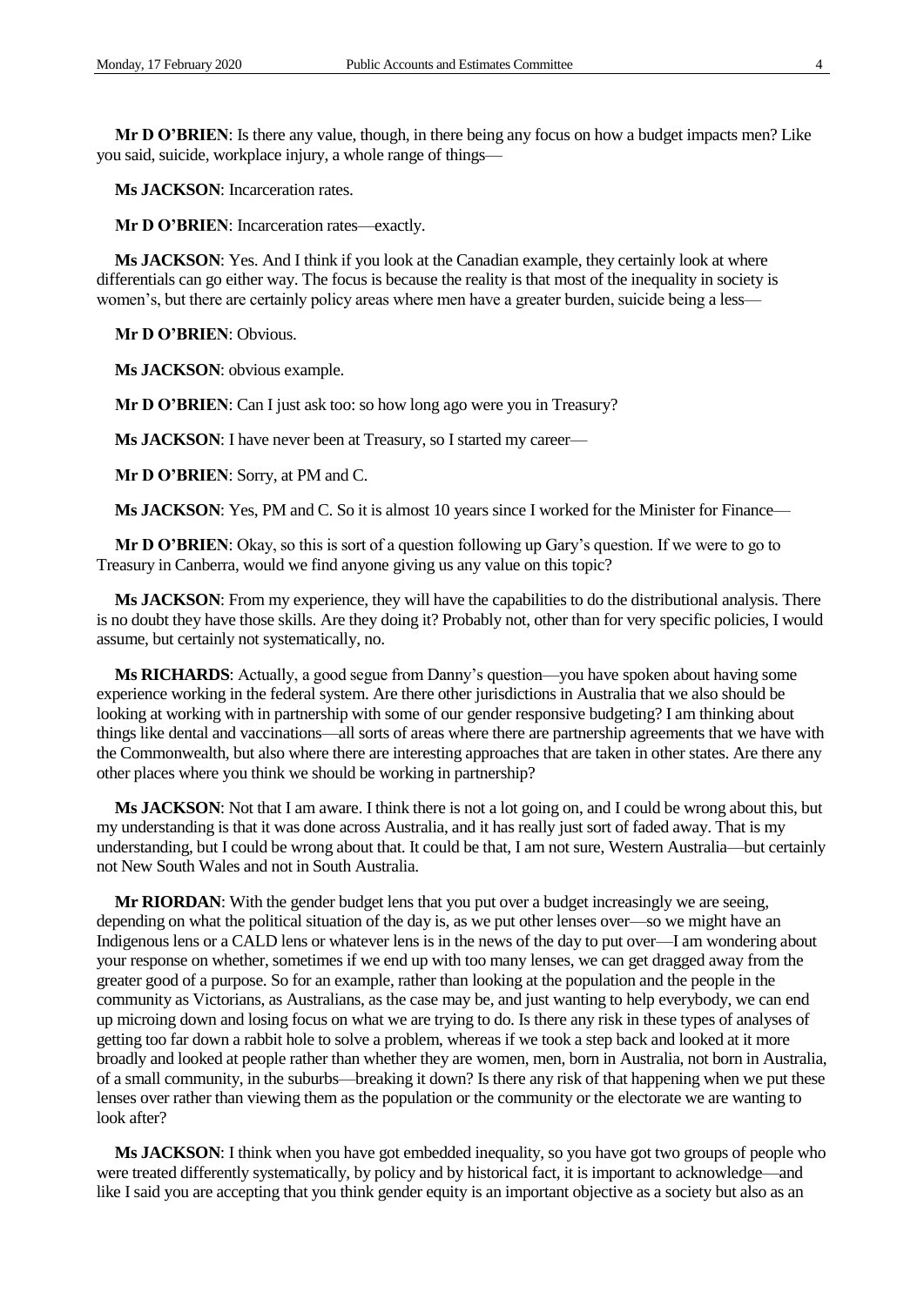**Mr D O'BRIEN**: Is there any value, though, in there being any focus on how a budget impacts men? Like you said, suicide, workplace injury, a whole range of things—

**Ms JACKSON**: Incarceration rates.

**Mr D O'BRIEN**: Incarceration rates—exactly.

**Ms JACKSON**: Yes. And I think if you look at the Canadian example, they certainly look at where differentials can go either way. The focus is because the reality is that most of the inequality in society is women's, but there are certainly policy areas where men have a greater burden, suicide being a less—

**Mr D O'BRIEN**: Obvious.

**Ms JACKSON**: obvious example.

**Mr D O'BRIEN**: Can I just ask too: so how long ago were you in Treasury?

**Ms JACKSON**: I have never been at Treasury, so I started my career—

**Mr D O'BRIEN**: Sorry, at PM and C.

**Ms JACKSON**: Yes, PM and C. So it is almost 10 years since I worked for the Minister for Finance—

**Mr D O'BRIEN**: Okay, so this is sort of a question following up Gary's question. If we were to go to Treasury in Canberra, would we find anyone giving us any value on this topic?

**Ms JACKSON**: From my experience, they will have the capabilities to do the distributional analysis. There is no doubt they have those skills. Are they doing it? Probably not, other than for very specific policies, I would assume, but certainly not systematically, no.

**Ms RICHARDS**: Actually, a good segue from Danny's question—you have spoken about having some experience working in the federal system. Are there other jurisdictions in Australia that we also should be looking at working with in partnership with some of our gender responsive budgeting? I am thinking about things like dental and vaccinations—all sorts of areas where there are partnership agreements that we have with the Commonwealth, but also where there are interesting approaches that are taken in other states. Are there any other places where you think we should be working in partnership?

**Ms JACKSON**: Not that I am aware. I think there is not a lot going on, and I could be wrong about this, but my understanding is that it was done across Australia, and it has really just sort of faded away. That is my understanding, but I could be wrong about that. It could be that, I am not sure, Western Australia—but certainly not New South Wales and not in South Australia.

**Mr RIORDAN**: With the gender budget lens that you put over a budget increasingly we are seeing, depending on what the political situation of the day is, as we put other lenses over—so we might have an Indigenous lens or a CALD lens or whatever lens is in the news of the day to put over—I am wondering about your response on whether, sometimes if we end up with too many lenses, we can get dragged away from the greater good of a purpose. So for an example, rather than looking at the population and the people in the community as Victorians, as Australians, as the case may be, and just wanting to help everybody, we can end up microing down and losing focus on what we are trying to do. Is there any risk in these types of analyses of getting too far down a rabbit hole to solve a problem, whereas if we took a step back and looked at it more broadly and looked at people rather than whether they are women, men, born in Australia, not born in Australia, of a small community, in the suburbs—breaking it down? Is there any risk of that happening when we put these lenses over rather than viewing them as the population or the community or the electorate we are wanting to look after?

**Ms JACKSON**: I think when you have got embedded inequality, so you have got two groups of people who were treated differently systematically, by policy and by historical fact, it is important to acknowledge—and like I said you are accepting that you think gender equity is an important objective as a society but also as an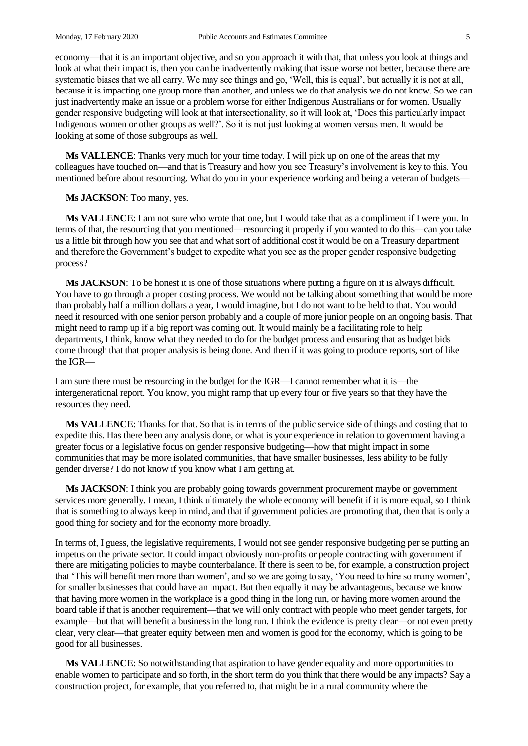economy—that it is an important objective, and so you approach it with that, that unless you look at things and look at what their impact is, then you can be inadvertently making that issue worse not better, because there are systematic biases that we all carry. We may see things and go, 'Well, this is equal', but actually it is not at all, because it is impacting one group more than another, and unless we do that analysis we do not know. So we can just inadvertently make an issue or a problem worse for either Indigenous Australians or for women. Usually gender responsive budgeting will look at that intersectionality, so it will look at, 'Does this particularly impact Indigenous women or other groups as well?'. So it is not just looking at women versus men. It would be looking at some of those subgroups as well.

**Ms VALLENCE**: Thanks very much for your time today. I will pick up on one of the areas that my colleagues have touched on—and that is Treasury and how you see Treasury's involvement is key to this. You mentioned before about resourcing. What do you in your experience working and being a veteran of budgets—

**Ms JACKSON**: Too many, yes.

**Ms VALLENCE**: I am not sure who wrote that one, but I would take that as a compliment if I were you. In terms of that, the resourcing that you mentioned—resourcing it properly if you wanted to do this—can you take us a little bit through how you see that and what sort of additional cost it would be on a Treasury department and therefore the Government's budget to expedite what you see as the proper gender responsive budgeting process?

**Ms JACKSON**: To be honest it is one of those situations where putting a figure on it is always difficult. You have to go through a proper costing process. We would not be talking about something that would be more than probably half a million dollars a year, I would imagine, but I do not want to be held to that. You would need it resourced with one senior person probably and a couple of more junior people on an ongoing basis. That might need to ramp up if a big report was coming out. It would mainly be a facilitating role to help departments, I think, know what they needed to do for the budget process and ensuring that as budget bids come through that that proper analysis is being done. And then if it was going to produce reports, sort of like the IGR—

I am sure there must be resourcing in the budget for the IGR—I cannot remember what it is—the intergenerational report. You know, you might ramp that up every four or five years so that they have the resources they need.

**Ms VALLENCE**: Thanks for that. So that is in terms of the public service side of things and costing that to expedite this. Has there been any analysis done, or what is your experience in relation to government having a greater focus or a legislative focus on gender responsive budgeting—how that might impact in some communities that may be more isolated communities, that have smaller businesses, less ability to be fully gender diverse? I do not know if you know what I am getting at.

**Ms JACKSON**: I think you are probably going towards government procurement maybe or government services more generally. I mean, I think ultimately the whole economy will benefit if it is more equal, so I think that is something to always keep in mind, and that if government policies are promoting that, then that is only a good thing for society and for the economy more broadly.

In terms of, I guess, the legislative requirements, I would not see gender responsive budgeting per se putting an impetus on the private sector. It could impact obviously non-profits or people contracting with government if there are mitigating policies to maybe counterbalance. If there is seen to be, for example, a construction project that 'This will benefit men more than women', and so we are going to say, 'You need to hire so many women', for smaller businesses that could have an impact. But then equally it may be advantageous, because we know that having more women in the workplace is a good thing in the long run, or having more women around the board table if that is another requirement—that we will only contract with people who meet gender targets, for example—but that will benefit a business in the long run. I think the evidence is pretty clear—or not even pretty clear, very clear—that greater equity between men and women is good for the economy, which is going to be good for all businesses.

**Ms VALLENCE**: So notwithstanding that aspiration to have gender equality and more opportunities to enable women to participate and so forth, in the short term do you think that there would be any impacts? Say a construction project, for example, that you referred to, that might be in a rural community where the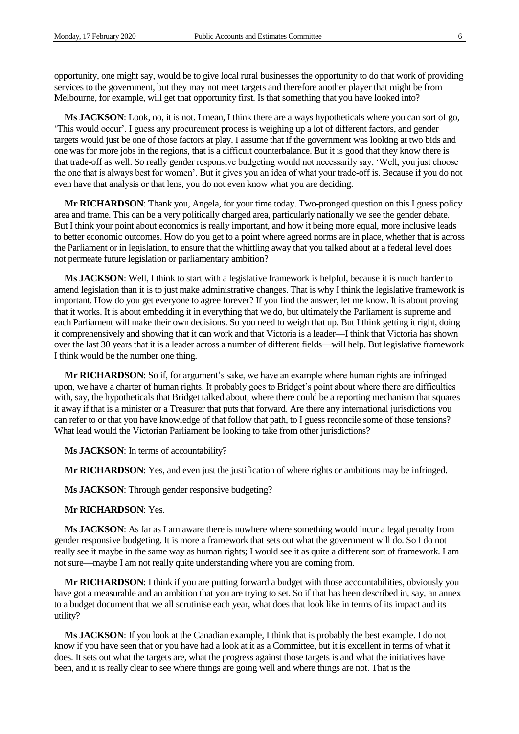opportunity, one might say, would be to give local rural businesses the opportunity to do that work of providing services to the government, but they may not meet targets and therefore another player that might be from Melbourne, for example, will get that opportunity first. Is that something that you have looked into?

**Ms JACKSON**: Look, no, it is not. I mean, I think there are always hypotheticals where you can sort of go, 'This would occur'. I guess any procurement process is weighing up a lot of different factors, and gender targets would just be one of those factors at play. I assume that if the government was looking at two bids and one was for more jobs in the regions, that is a difficult counterbalance. But it is good that they know there is that trade-off as well. So really gender responsive budgeting would not necessarily say, 'Well, you just choose the one that is always best for women'. But it gives you an idea of what your trade-off is. Because if you do not even have that analysis or that lens, you do not even know what you are deciding.

**Mr RICHARDSON**: Thank you, Angela, for your time today. Two-pronged question on this I guess policy area and frame. This can be a very politically charged area, particularly nationally we see the gender debate. But I think your point about economics is really important, and how it being more equal, more inclusive leads to better economic outcomes. How do you get to a point where agreed norms are in place, whether that is across the Parliament or in legislation, to ensure that the whittling away that you talked about at a federal level does not permeate future legislation or parliamentary ambition?

**Ms JACKSON**: Well, I think to start with a legislative framework is helpful, because it is much harder to amend legislation than it is to just make administrative changes. That is why I think the legislative framework is important. How do you get everyone to agree forever? If you find the answer, let me know. It is about proving that it works. It is about embedding it in everything that we do, but ultimately the Parliament is supreme and each Parliament will make their own decisions. So you need to weigh that up. But I think getting it right, doing it comprehensively and showing that it can work and that Victoria is a leader—I think that Victoria has shown over the last 30 years that it is a leader across a number of different fields—will help. But legislative framework I think would be the number one thing.

**Mr RICHARDSON**: So if, for argument's sake, we have an example where human rights are infringed upon, we have a charter of human rights. It probably goes to Bridget's point about where there are difficulties with, say, the hypotheticals that Bridget talked about, where there could be a reporting mechanism that squares it away if that is a minister or a Treasurer that puts that forward. Are there any international jurisdictions you can refer to or that you have knowledge of that follow that path, to I guess reconcile some of those tensions? What lead would the Victorian Parliament be looking to take from other jurisdictions?

**Ms JACKSON**: In terms of accountability?

**Mr RICHARDSON**: Yes, and even just the justification of where rights or ambitions may be infringed.

**Ms JACKSON**: Through gender responsive budgeting?

**Mr RICHARDSON**: Yes.

**Ms JACKSON**: As far as I am aware there is nowhere where something would incur a legal penalty from gender responsive budgeting. It is more a framework that sets out what the government will do. So I do not really see it maybe in the same way as human rights; I would see it as quite a different sort of framework. I am not sure—maybe I am not really quite understanding where you are coming from.

**Mr RICHARDSON**: I think if you are putting forward a budget with those accountabilities, obviously you have got a measurable and an ambition that you are trying to set. So if that has been described in, say, an annex to a budget document that we all scrutinise each year, what does that look like in terms of its impact and its utility?

**Ms JACKSON**: If you look at the Canadian example, I think that is probably the best example. I do not know if you have seen that or you have had a look at it as a Committee, but it is excellent in terms of what it does. It sets out what the targets are, what the progress against those targets is and what the initiatives have been, and it is really clear to see where things are going well and where things are not. That is the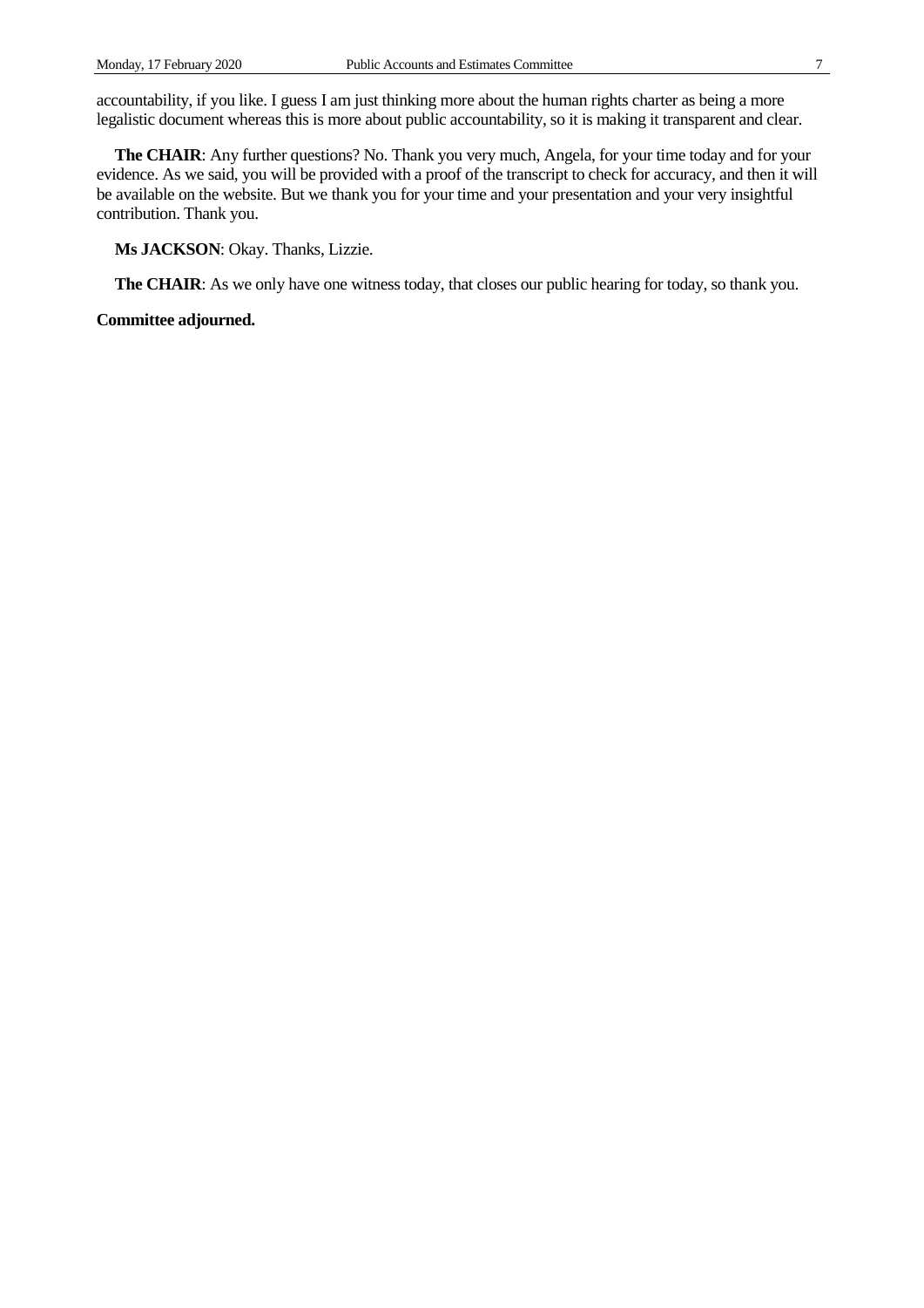accountability, if you like. I guess I am just thinking more about the human rights charter as being a more legalistic document whereas this is more about public accountability, so it is making it transparent and clear.

**The CHAIR**: Any further questions? No. Thank you very much, Angela, for your time today and for your evidence. As we said, you will be provided with a proof of the transcript to check for accuracy, and then it will be available on the website. But we thank you for your time and your presentation and your very insightful contribution. Thank you.

**Ms JACKSON**: Okay. Thanks, Lizzie.

**The CHAIR**: As we only have one witness today, that closes our public hearing for today, so thank you.

**Committee adjourned.**